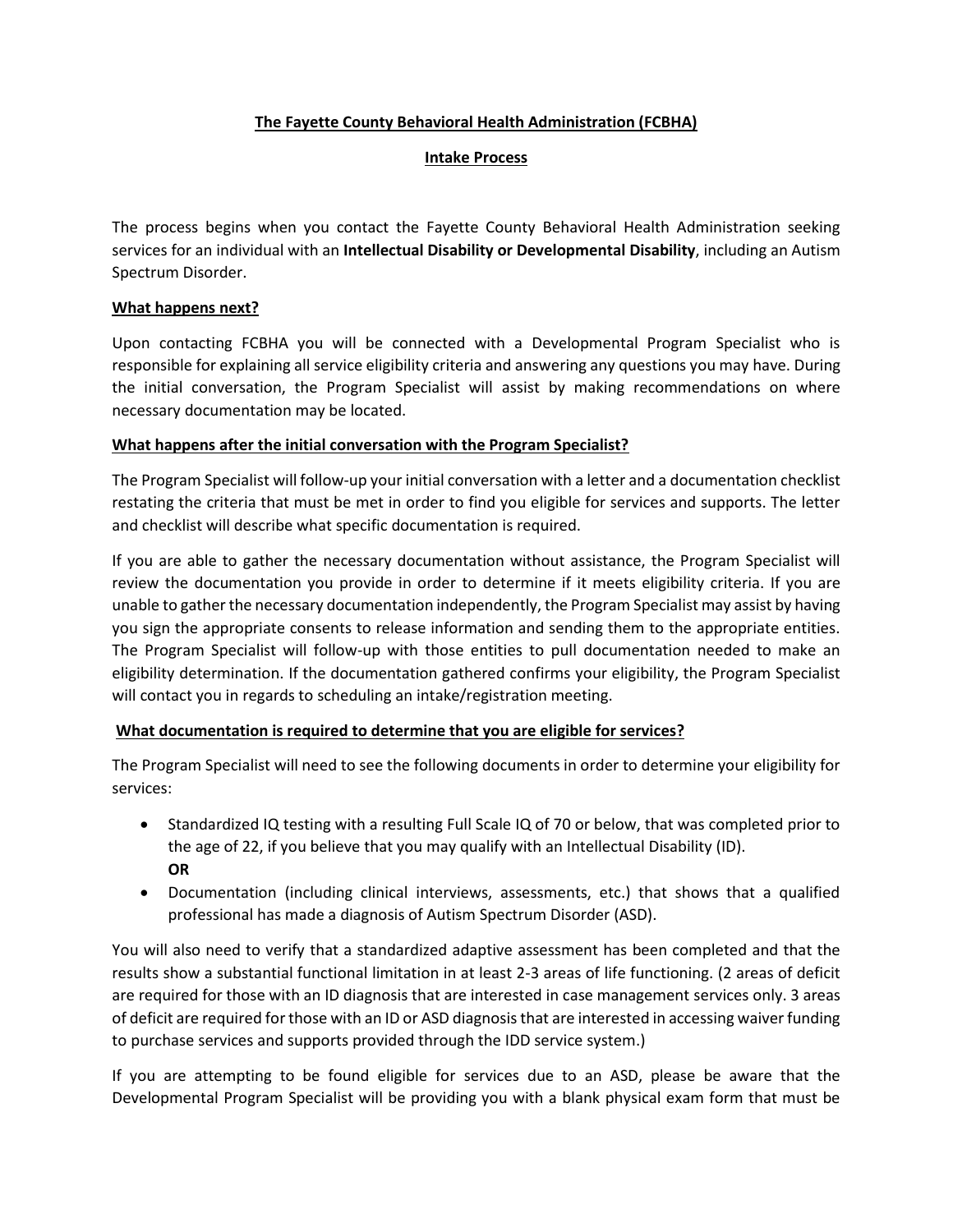# The Fayette County Behavioral Health Administration (FCBHA)

## Intake Process

The process begins when you contact the Fayette County Behavioral Health Administration seeking services for an individual with an **Intellectual Disability or Developmental Disability**, including an Autism Spectrum Disorder.

### What happens next?

Upon contacting FCBHA you will be connected with a Developmental Program Specialist who is responsible for explaining all service eligibility criteria and answering any questions you may have. During the initial conversation, the Program Specialist will assist by making recommendations on where necessary documentation may be located.

### What happens after the initial conversation with the Program Specialist?

The Program Specialist will follow-up your initial conversation with a letter and a documentation checklist restating the criteria that must be met in order to find you eligible for services and supports. The letter and checklist will describe what specific documentation is required.

If you are able to gather the necessary documentation without assistance, the Program Specialist will review the documentation you provide in order to determine if it meets eligibility criteria. If you are unable to gather the necessary documentation independently, the Program Specialist may assist by having you sign the appropriate consents to release information and sending them to the appropriate entities. The Program Specialist will follow-up with those entities to pull documentation needed to make an eligibility determination. If the documentation gathered confirms your eligibility, the Program Specialist will contact you in regards to scheduling an intake/registration meeting.

### What documentation is required to determine that you are eligible for services?

The Program Specialist will need to see the following documents in order to determine your eligibility for services:

- Standardized IQ testing with a resulting Full Scale IQ of 70 or below, that was completed prior to the age of 22, if you believe that you may qualify with an Intellectual Disability (ID).
  **OR**
- Documentation (including clinical interviews, assessments, etc.) that shows that a qualified professional has made a diagnosis of Autism Spectrum Disorder (ASD).

You will also need to verify that a standardized adaptive assessment has been completed and that the results show a substantial functional limitation in at least 2-3 areas of life functioning. (2 areas of deficit are required for those with an ID diagnosis that are interested in case management services only. 3 areas of deficit are required for those with an ID or ASD diagnosis that are interested in accessing waiver funding to purchase services and supports provided through the IDD service system.)

If you are attempting to be found eligible for services due to an ASD, please be aware that the Developmental Program Specialist will be providing you with a blank physical exam form that must be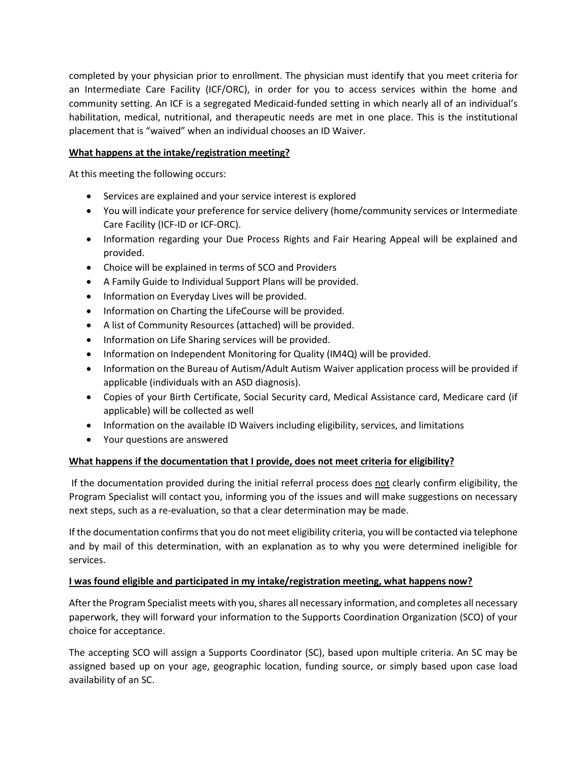completed by your physician prior to enrollment. The physician must identify that you meet criteria for an Intermediate Care Facility (ICF/ORC), in order for you to access services within the home and community setting. An ICF is a segregated Medicaid-funded setting in which nearly all of an individual's habilitation, medical, nutritional, and therapeutic needs are met in one place. This is the institutional placement that is "waived" when an individual chooses an ID Waiver.

**<u>What happens at the intake/registration meeting?</u>**

At this meeting the following occurs:

- Services are explained and your service interest is explored
- You will indicate your preference for service delivery (home/community services or Intermediate Care Facility (ICF-ID or ICF-ORC).
- Information regarding your Due Process Rights and Fair Hearing Appeal will be explained and provided.
- Choice will be explained in terms of SCO and Providers
- A Family Guide to Individual Support Plans will be provided.
- Information on Everyday Lives will be provided.
- Information on Charting the LifeCourse will be provided.
- A list of Community Resources (attached) will be provided.
- Information on Life Sharing services will be provided.
- Information on Independent Monitoring for Quality (IM4Q) will be provided.
- Information on the Bureau of Autism/Adult Autism Waiver application process will be provided if applicable (individuals with an ASD diagnosis).
- Copies of your Birth Certificate, Social Security card, Medical Assistance card, Medicare card (if applicable) will be collected as well
- Information on the available ID Waivers including eligibility, services, and limitations
- Your questions are answered

**<u>What happens if the documentation that I provide, does not meet criteria for eligibility?</u>**

If the documentation provided during the initial referral process does <u>not</u> clearly confirm eligibility, the Program Specialist will contact you, informing you of the issues and will make suggestions on necessary next steps, such as a re-evaluation, so that a clear determination may be made.

If the documentation confirms that you do not meet eligibility criteria, you will be contacted via telephone and by mail of this determination, with an explanation as to why you were determined ineligible for services.

**<u>I was found eligible and participated in my intake/registration meeting, what happens now?</u>**

After the Program Specialist meets with you, shares all necessary information, and completes all necessary paperwork, they will forward your information to the Supports Coordination Organization (SCO) of your choice for acceptance.

The accepting SCO will assign a Supports Coordinator (SC), based upon multiple criteria. An SC may be assigned based up on your age, geographic location, funding source, or simply based upon case load availability of an SC.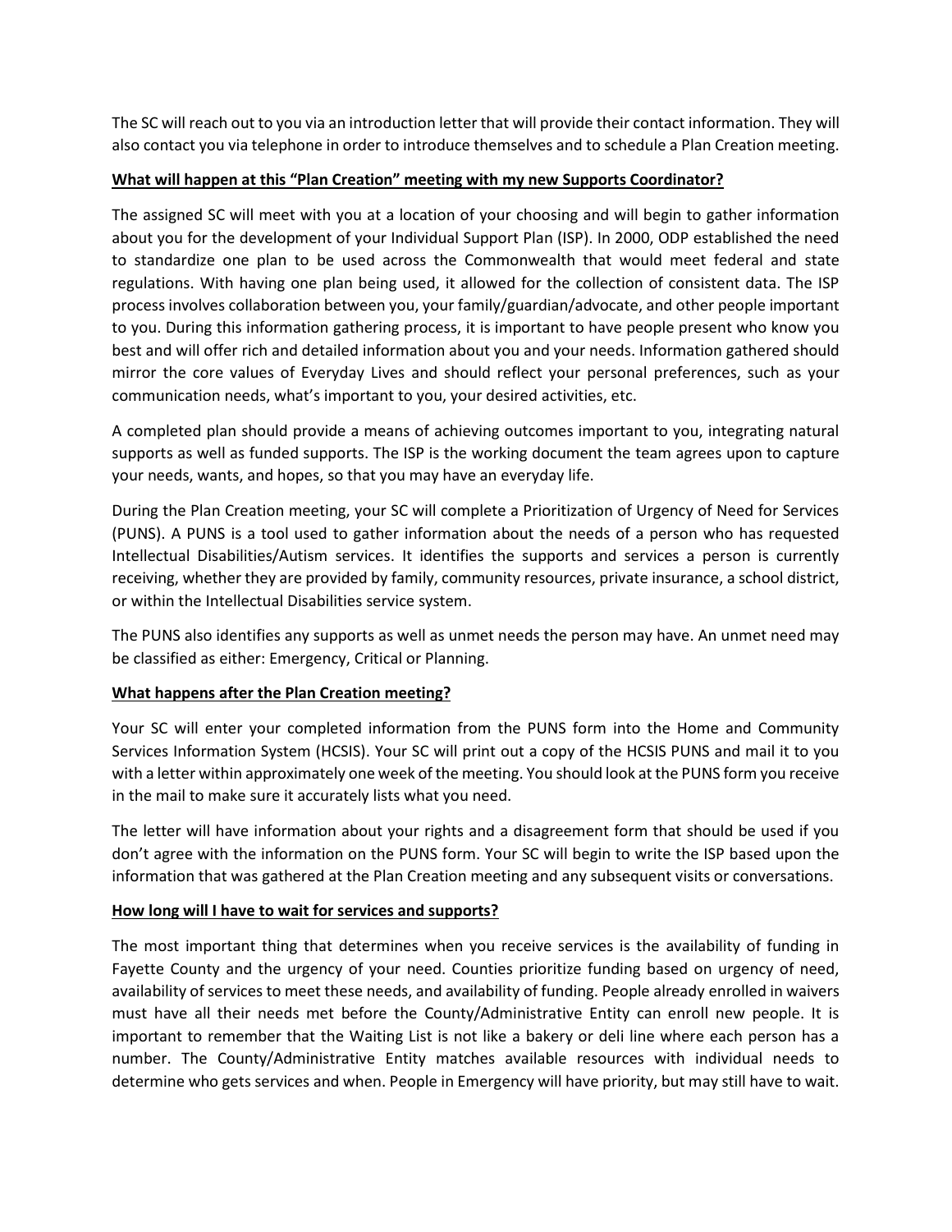The SC will reach out to you via an introduction letter that will provide their contact information. They will also contact you via telephone in order to introduce themselves and to schedule a Plan Creation meeting.

**What will happen at this "Plan Creation" meeting with my new Supports Coordinator?**

The assigned SC will meet with you at a location of your choosing and will begin to gather information about you for the development of your Individual Support Plan (ISP). In 2000, ODP established the need to standardize one plan to be used across the Commonwealth that would meet federal and state regulations. With having one plan being used, it allowed for the collection of consistent data. The ISP process involves collaboration between you, your family/guardian/advocate, and other people important to you. During this information gathering process, it is important to have people present who know you best and will offer rich and detailed information about you and your needs. Information gathered should mirror the core values of Everyday Lives and should reflect your personal preferences, such as your communication needs, what's important to you, your desired activities, etc.

A completed plan should provide a means of achieving outcomes important to you, integrating natural supports as well as funded supports. The ISP is the working document the team agrees upon to capture your needs, wants, and hopes, so that you may have an everyday life.

During the Plan Creation meeting, your SC will complete a Prioritization of Urgency of Need for Services (PUNS). A PUNS is a tool used to gather information about the needs of a person who has requested Intellectual Disabilities/Autism services. It identifies the supports and services a person is currently receiving, whether they are provided by family, community resources, private insurance, a school district, or within the Intellectual Disabilities service system.

The PUNS also identifies any supports as well as unmet needs the person may have. An unmet need may be classified as either: Emergency, Critical or Planning.

**What happens after the Plan Creation meeting?**

Your SC will enter your completed information from the PUNS form into the Home and Community Services Information System (HCSIS). Your SC will print out a copy of the HCSIS PUNS and mail it to you with a letter within approximately one week of the meeting. You should look at the PUNS form you receive in the mail to make sure it accurately lists what you need.

The letter will have information about your rights and a disagreement form that should be used if you don't agree with the information on the PUNS form. Your SC will begin to write the ISP based upon the information that was gathered at the Plan Creation meeting and any subsequent visits or conversations.

**How long will I have to wait for services and supports?**

The most important thing that determines when you receive services is the availability of funding in Fayette County and the urgency of your need. Counties prioritize funding based on urgency of need, availability of services to meet these needs, and availability of funding. People already enrolled in waivers must have all their needs met before the County/Administrative Entity can enroll new people. It is important to remember that the Waiting List is not like a bakery or deli line where each person has a number. The County/Administrative Entity matches available resources with individual needs to determine who gets services and when. People in Emergency will have priority, but may still have to wait.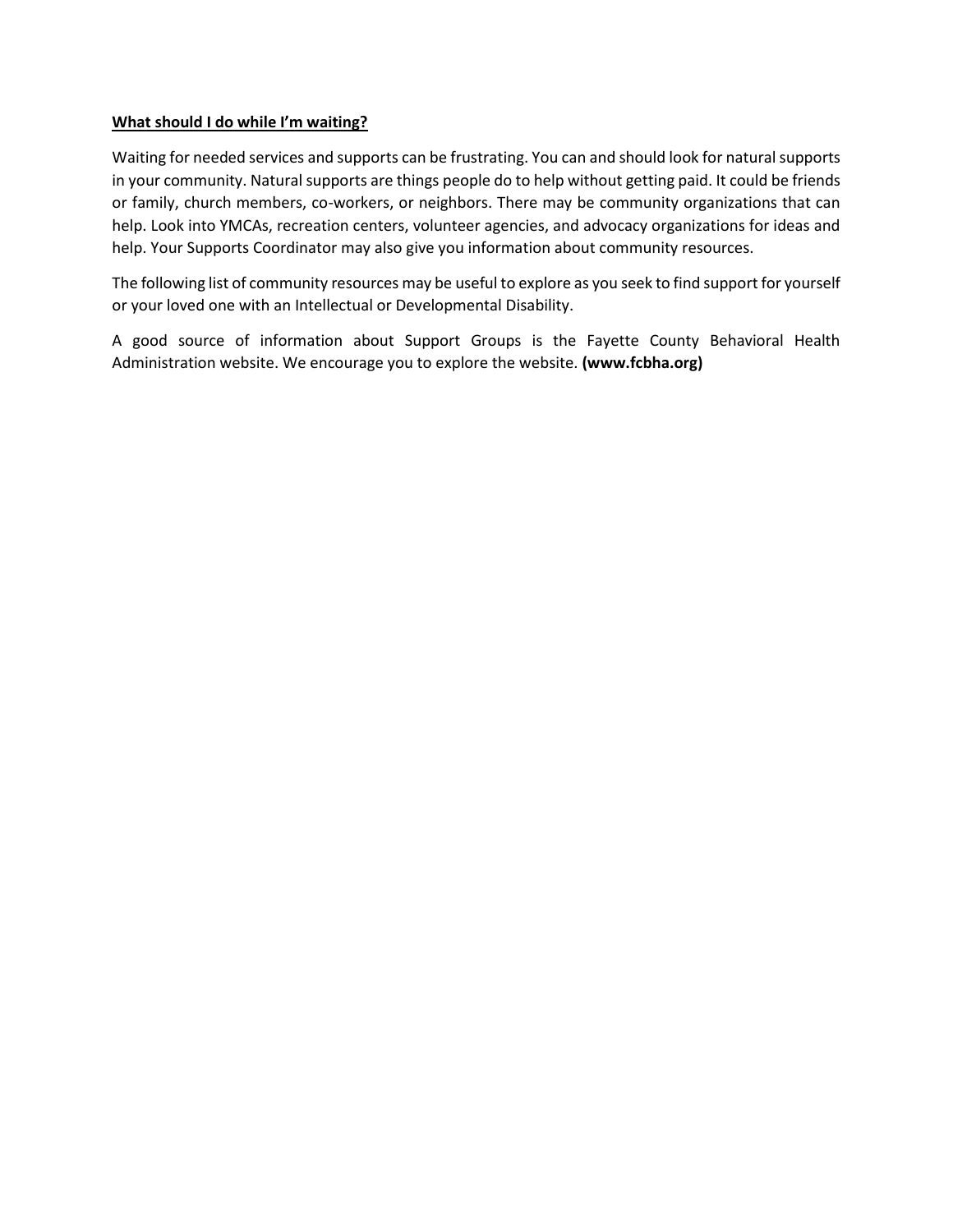**What should I do while I'm waiting?**

Waiting for needed services and supports can be frustrating. You can and should look for natural supports in your community. Natural supports are things people do to help without getting paid. It could be friends or family, church members, co-workers, or neighbors. There may be community organizations that can help. Look into YMCAs, recreation centers, volunteer agencies, and advocacy organizations for ideas and help. Your Supports Coordinator may also give you information about community resources.

The following list of community resources may be useful to explore as you seek to find support for yourself or your loved one with an Intellectual or Developmental Disability.

A good source of information about Support Groups is the Fayette County Behavioral Health Administration website. We encourage you to explore the website. **(www.fcbha.org)**